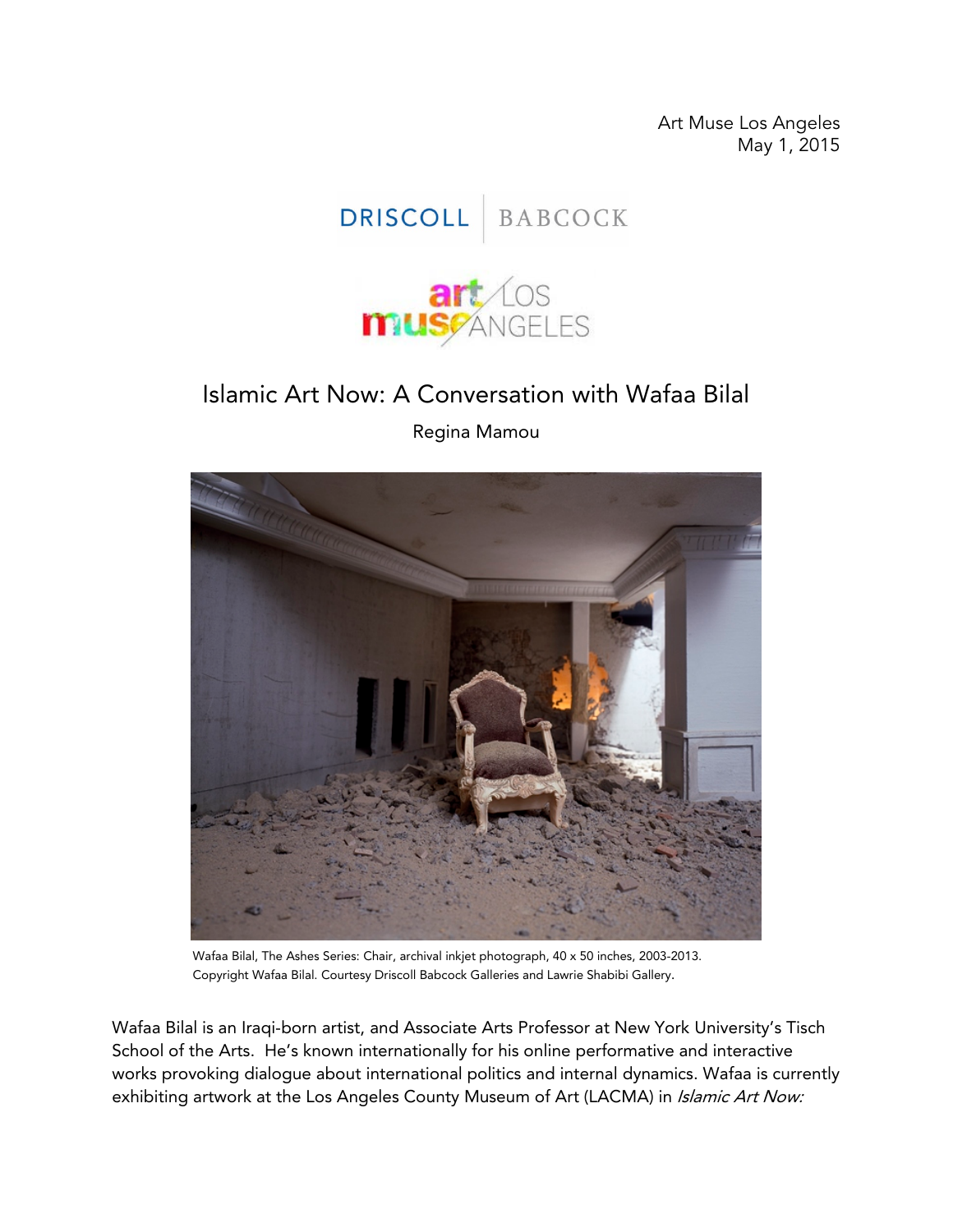Art Muse Los Angeles
May 1, 2015

DRISCOLL | BABCOCK

art muse LOS ANGELES

# Islamic Art Now: A Conversation with Wafaa Bilal

Regina Mamou

Wafaa Bilal, The Ashes Series: Chair, archival inkjet photograph, 40 x 50 inches, 2003-2013. Copyright Wafaa Bilal. Courtesy Driscoll Babcock Galleries and Lawrie Shabibi Gallery.

Wafaa Bilal is an Iraqi-born artist, and Associate Arts Professor at New York University's Tisch School of the Arts. He's known internationally for his online performative and interactive works provoking dialogue about international politics and internal dynamics. Wafaa is currently exhibiting artwork at the Los Angeles County Museum of Art (LACMA) in *Islamic Art Now:*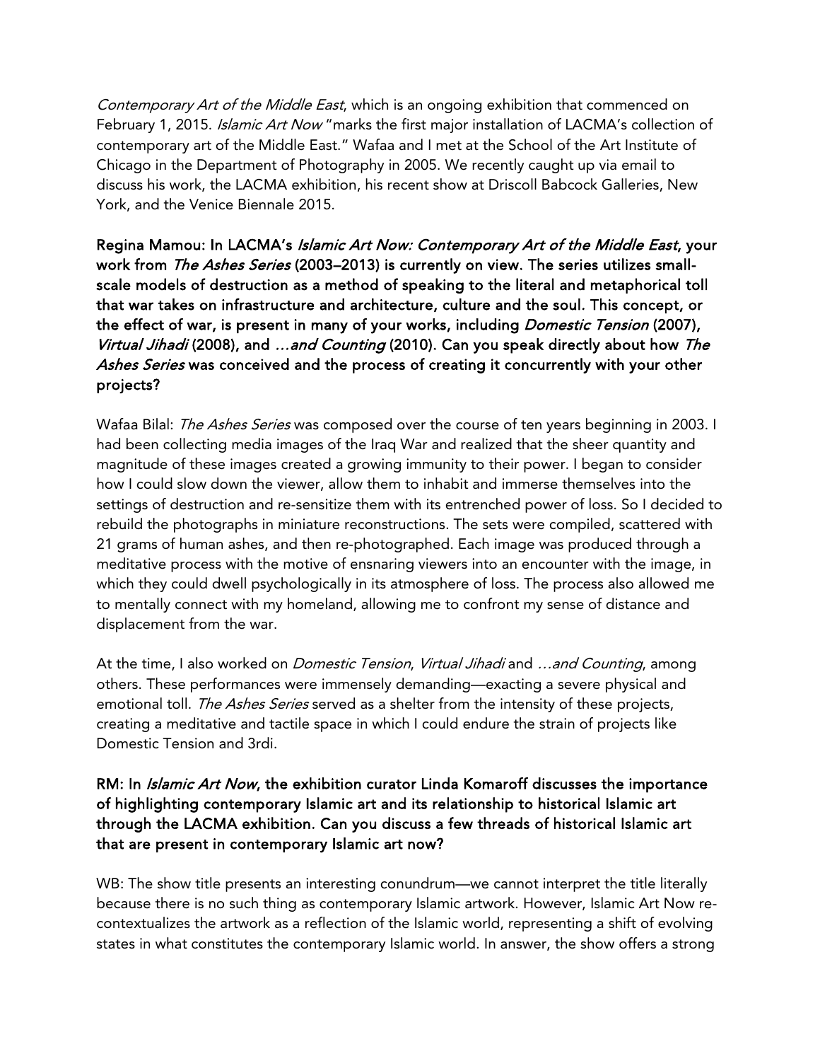*Contemporary Art of the Middle East*, which is an ongoing exhibition that commenced on February 1, 2015. *Islamic Art Now* "marks the first major installation of LACMA's collection of contemporary art of the Middle East." Wafaa and I met at the School of the Art Institute of Chicago in the Department of Photography in 2005. We recently caught up via email to discuss his work, the LACMA exhibition, his recent show at Driscoll Babcock Galleries, New York, and the Venice Biennale 2015.

**Regina Mamou: In LACMA's *Islamic Art Now: Contemporary Art of the Middle East*, your work from *The Ashes Series* (2003–2013) is currently on view. The series utilizes small-scale models of destruction as a method of speaking to the literal and metaphorical toll that war takes on infrastructure and architecture, culture and the soul. This concept, or the effect of war, is present in many of your works, including *Domestic Tension* (2007), *Virtual Jihadi* (2008), and *…and Counting* (2010). Can you speak directly about how *The Ashes Series* was conceived and the process of creating it concurrently with your other projects?**

Wafaa Bilal: *The Ashes Series* was composed over the course of ten years beginning in 2003. I had been collecting media images of the Iraq War and realized that the sheer quantity and magnitude of these images created a growing immunity to their power. I began to consider how I could slow down the viewer, allow them to inhabit and immerse themselves into the settings of destruction and re-sensitize them with its entrenched power of loss. So I decided to rebuild the photographs in miniature reconstructions. The sets were compiled, scattered with 21 grams of human ashes, and then re-photographed. Each image was produced through a meditative process with the motive of ensnaring viewers into an encounter with the image, in which they could dwell psychologically in its atmosphere of loss. The process also allowed me to mentally connect with my homeland, allowing me to confront my sense of distance and displacement from the war.

At the time, I also worked on *Domestic Tension*, *Virtual Jihadi* and *…and Counting*, among others. These performances were immensely demanding—exacting a severe physical and emotional toll. *The Ashes Series* served as a shelter from the intensity of these projects, creating a meditative and tactile space in which I could endure the strain of projects like Domestic Tension and 3rdi.

**RM: In *Islamic Art Now*, the exhibition curator Linda Komaroff discusses the importance of highlighting contemporary Islamic art and its relationship to historical Islamic art through the LACMA exhibition. Can you discuss a few threads of historical Islamic art that are present in contemporary Islamic art now?**

WB: The show title presents an interesting conundrum—we cannot interpret the title literally because there is no such thing as contemporary Islamic artwork. However, Islamic Art Now re-contextualizes the artwork as a reflection of the Islamic world, representing a shift of evolving states in what constitutes the contemporary Islamic world. In answer, the show offers a strong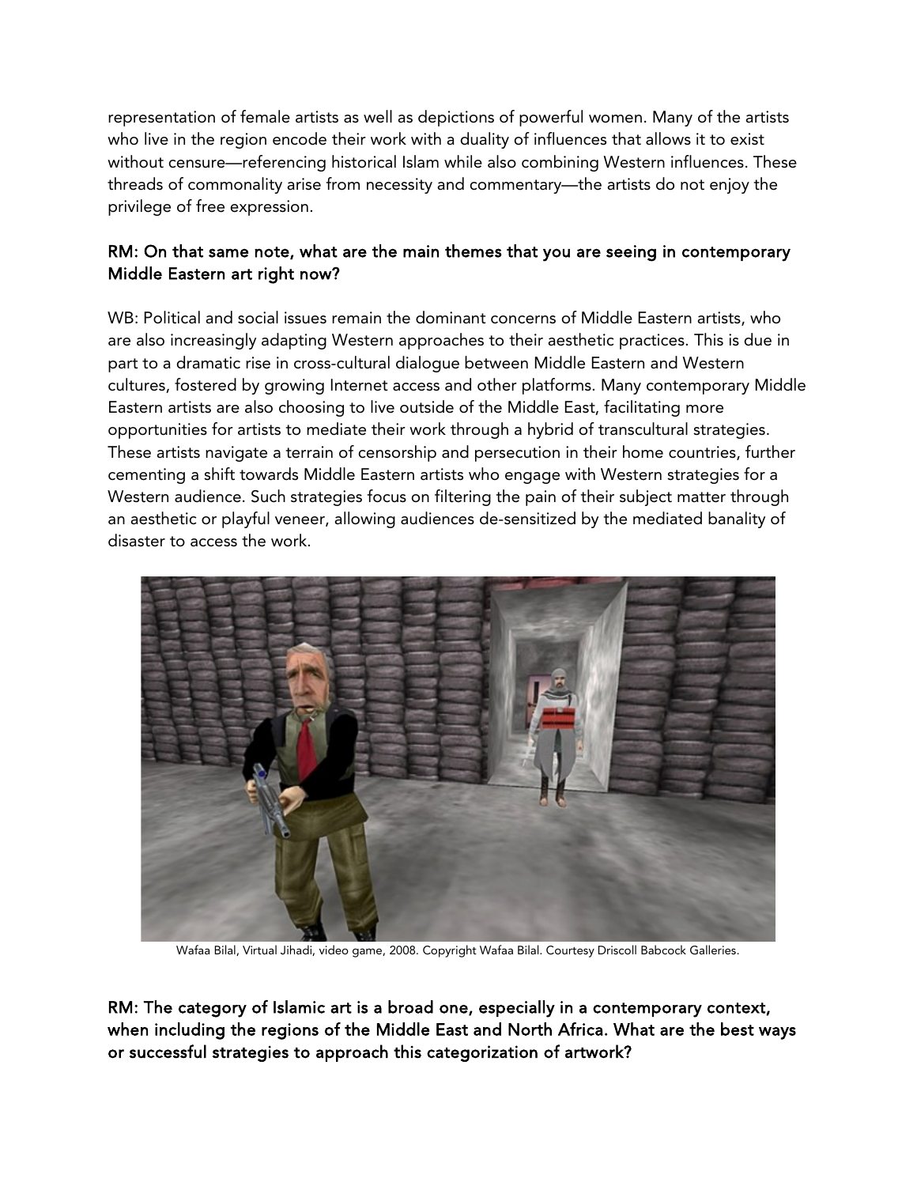representation of female artists as well as depictions of powerful women. Many of the artists who live in the region encode their work with a duality of influences that allows it to exist without censure—referencing historical Islam while also combining Western influences. These threads of commonality arise from necessity and commentary—the artists do not enjoy the privilege of free expression.

**RM: On that same note, what are the main themes that you are seeing in contemporary Middle Eastern art right now?**

WB: Political and social issues remain the dominant concerns of Middle Eastern artists, who are also increasingly adapting Western approaches to their aesthetic practices. This is due in part to a dramatic rise in cross-cultural dialogue between Middle Eastern and Western cultures, fostered by growing Internet access and other platforms. Many contemporary Middle Eastern artists are also choosing to live outside of the Middle East, facilitating more opportunities for artists to mediate their work through a hybrid of transcultural strategies. These artists navigate a terrain of censorship and persecution in their home countries, further cementing a shift towards Middle Eastern artists who engage with Western strategies for a Western audience. Such strategies focus on filtering the pain of their subject matter through an aesthetic or playful veneer, allowing audiences de-sensitized by the mediated banality of disaster to access the work.

Wafaa Bilal, Virtual Jihadi, video game, 2008. Copyright Wafaa Bilal. Courtesy Driscoll Babcock Galleries.

**RM: The category of Islamic art is a broad one, especially in a contemporary context, when including the regions of the Middle East and North Africa. What are the best ways or successful strategies to approach this categorization of artwork?**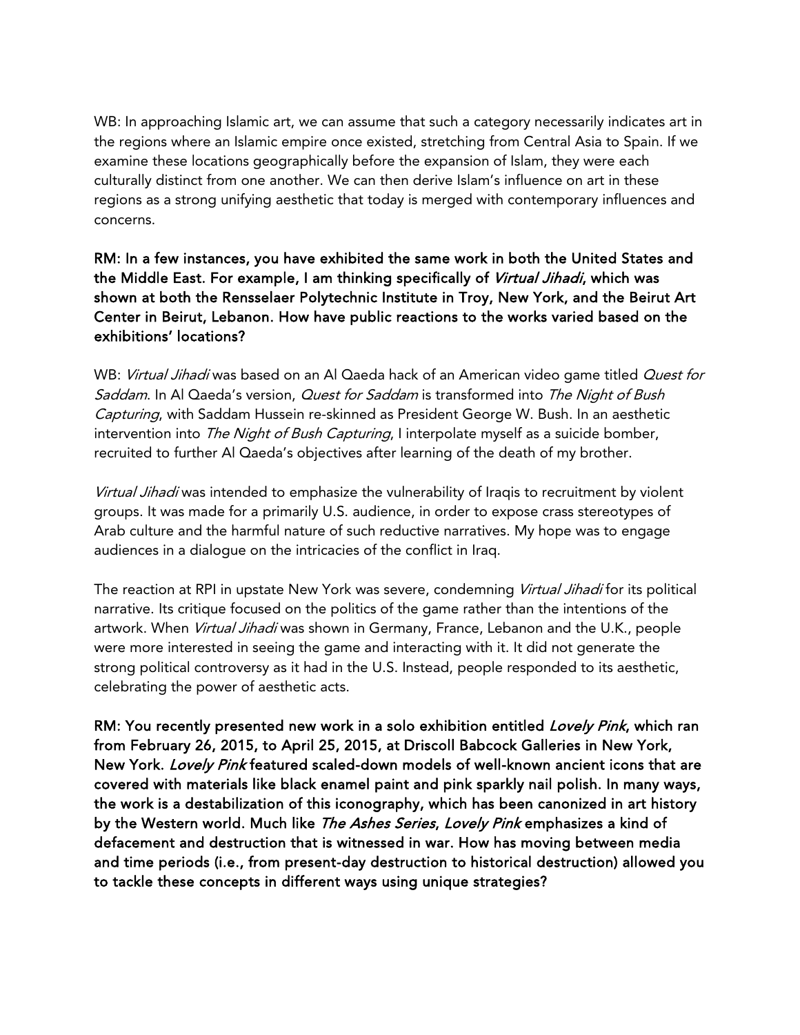WB: In approaching Islamic art, we can assume that such a category necessarily indicates art in the regions where an Islamic empire once existed, stretching from Central Asia to Spain. If we examine these locations geographically before the expansion of Islam, they were each culturally distinct from one another. We can then derive Islam's influence on art in these regions as a strong unifying aesthetic that today is merged with contemporary influences and concerns.

**RM: In a few instances, you have exhibited the same work in both the United States and the Middle East. For example, I am thinking specifically of *Virtual Jihadi*, which was shown at both the Rensselaer Polytechnic Institute in Troy, New York, and the Beirut Art Center in Beirut, Lebanon. How have public reactions to the works varied based on the exhibitions' locations?**

WB: *Virtual Jihadi* was based on an Al Qaeda hack of an American video game titled *Quest for Saddam*. In Al Qaeda's version, *Quest for Saddam* is transformed into *The Night of Bush Capturing*, with Saddam Hussein re-skinned as President George W. Bush. In an aesthetic intervention into *The Night of Bush Capturing*, I interpolate myself as a suicide bomber, recruited to further Al Qaeda's objectives after learning of the death of my brother.

*Virtual Jihadi* was intended to emphasize the vulnerability of Iraqis to recruitment by violent groups. It was made for a primarily U.S. audience, in order to expose crass stereotypes of Arab culture and the harmful nature of such reductive narratives. My hope was to engage audiences in a dialogue on the intricacies of the conflict in Iraq.

The reaction at RPI in upstate New York was severe, condemning *Virtual Jihadi* for its political narrative. Its critique focused on the politics of the game rather than the intentions of the artwork. When *Virtual Jihadi* was shown in Germany, France, Lebanon and the U.K., people were more interested in seeing the game and interacting with it. It did not generate the strong political controversy as it had in the U.S. Instead, people responded to its aesthetic, celebrating the power of aesthetic acts.

**RM: You recently presented new work in a solo exhibition entitled *Lovely Pink*, which ran from February 26, 2015, to April 25, 2015, at Driscoll Babcock Galleries in New York, New York. *Lovely Pink* featured scaled-down models of well-known ancient icons that are covered with materials like black enamel paint and pink sparkly nail polish. In many ways, the work is a destabilization of this iconography, which has been canonized in art history by the Western world. Much like *The Ashes Series*, *Lovely Pink* emphasizes a kind of defacement and destruction that is witnessed in war. How has moving between media and time periods (i.e., from present-day destruction to historical destruction) allowed you to tackle these concepts in different ways using unique strategies?**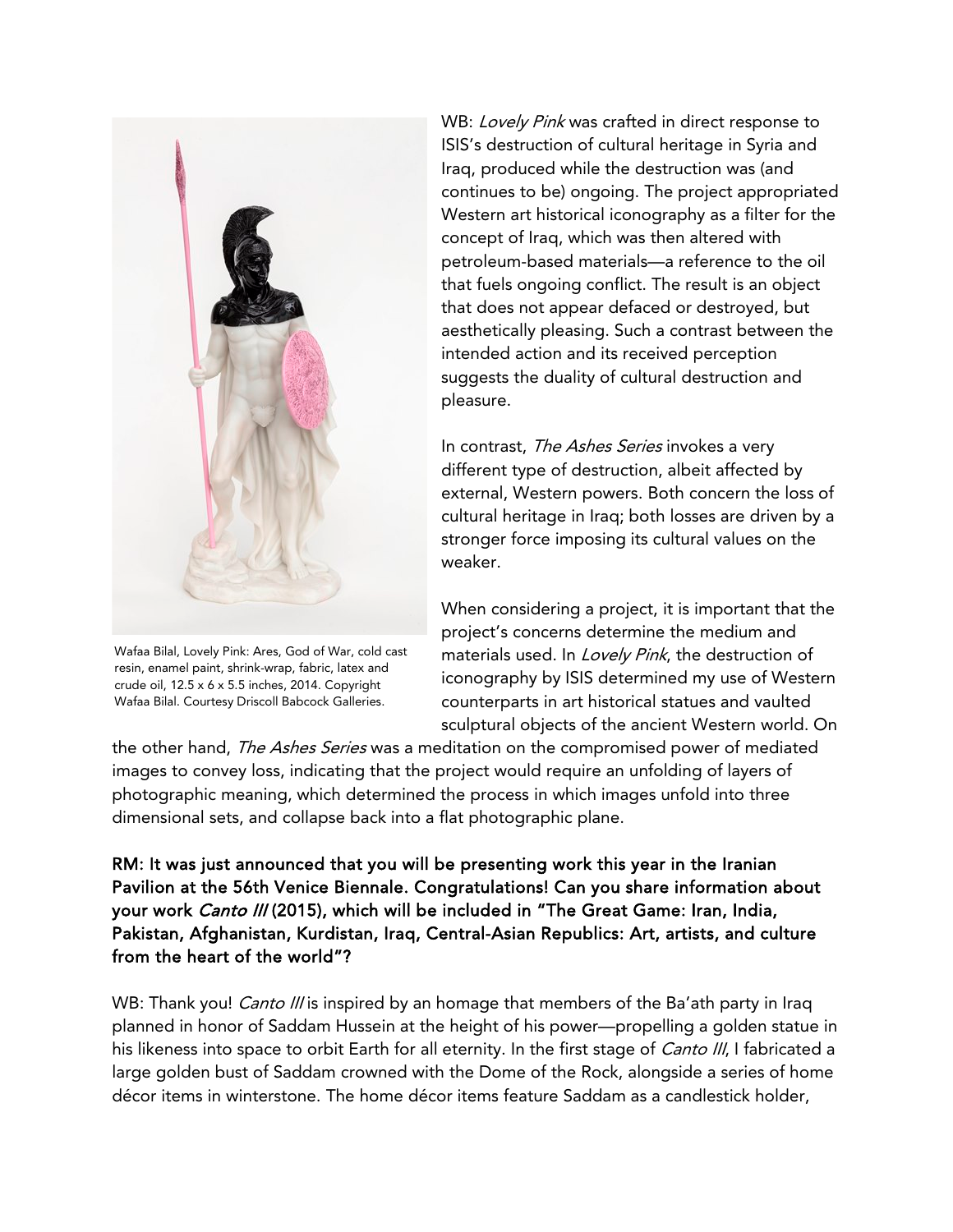Wafaa Bilal, Lovely Pink: Ares, God of War, cold cast resin, enamel paint, shrink-wrap, fabric, latex and crude oil, 12.5 x 6 x 5.5 inches, 2014. Copyright Wafaa Bilal. Courtesy Driscoll Babcock Galleries.

WB: *Lovely Pink* was crafted in direct response to ISIS's destruction of cultural heritage in Syria and Iraq, produced while the destruction was (and continues to be) ongoing. The project appropriated Western art historical iconography as a filter for the concept of Iraq, which was then altered with petroleum-based materials—a reference to the oil that fuels ongoing conflict. The result is an object that does not appear defaced or destroyed, but aesthetically pleasing. Such a contrast between the intended action and its received perception suggests the duality of cultural destruction and pleasure.

In contrast, *The Ashes Series* invokes a very different type of destruction, albeit affected by external, Western powers. Both concern the loss of cultural heritage in Iraq; both losses are driven by a stronger force imposing its cultural values on the weaker.

When considering a project, it is important that the project's concerns determine the medium and materials used. In *Lovely Pink*, the destruction of iconography by ISIS determined my use of Western counterparts in art historical statues and vaulted sculptural objects of the ancient Western world. On the other hand, *The Ashes Series* was a meditation on the compromised power of mediated images to convey loss, indicating that the project would require an unfolding of layers of photographic meaning, which determined the process in which images unfold into three dimensional sets, and collapse back into a flat photographic plane.

**RM: It was just announced that you will be presenting work this year in the Iranian Pavilion at the 56th Venice Biennale. Congratulations! Can you share information about your work *Canto III* (2015), which will be included in "The Great Game: Iran, India, Pakistan, Afghanistan, Kurdistan, Iraq, Central-Asian Republics: Art, artists, and culture from the heart of the world"?**

WB: Thank you! *Canto III* is inspired by an homage that members of the Ba'ath party in Iraq planned in honor of Saddam Hussein at the height of his power—propelling a golden statue in his likeness into space to orbit Earth for all eternity. In the first stage of *Canto III*, I fabricated a large golden bust of Saddam crowned with the Dome of the Rock, alongside a series of home décor items in winterstone. The home décor items feature Saddam as a candlestick holder,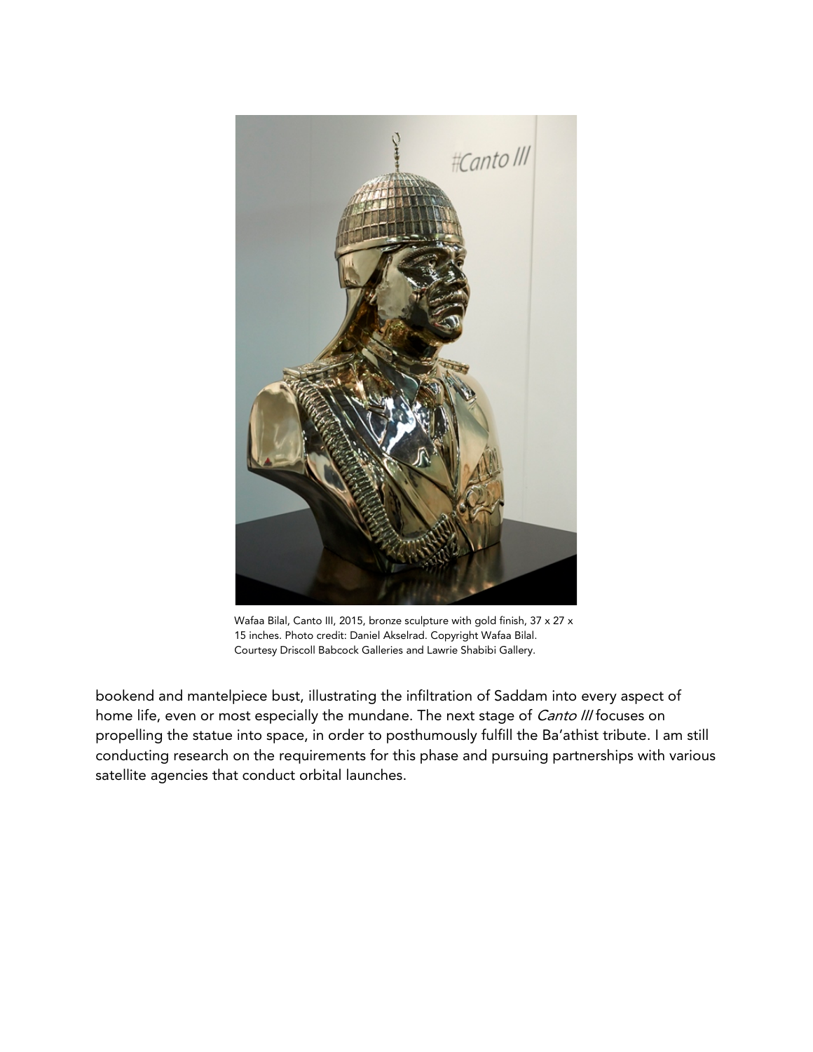Wafaa Bilal, Canto III, 2015, bronze sculpture with gold finish, 37 x 27 x 15 inches. Photo credit: Daniel Akselrad. Copyright Wafaa Bilal. Courtesy Driscoll Babcock Galleries and Lawrie Shabibi Gallery.

bookend and mantelpiece bust, illustrating the infiltration of Saddam into every aspect of home life, even or most especially the mundane. The next stage of *Canto III* focuses on propelling the statue into space, in order to posthumously fulfill the Ba'athist tribute. I am still conducting research on the requirements for this phase and pursuing partnerships with various satellite agencies that conduct orbital launches.